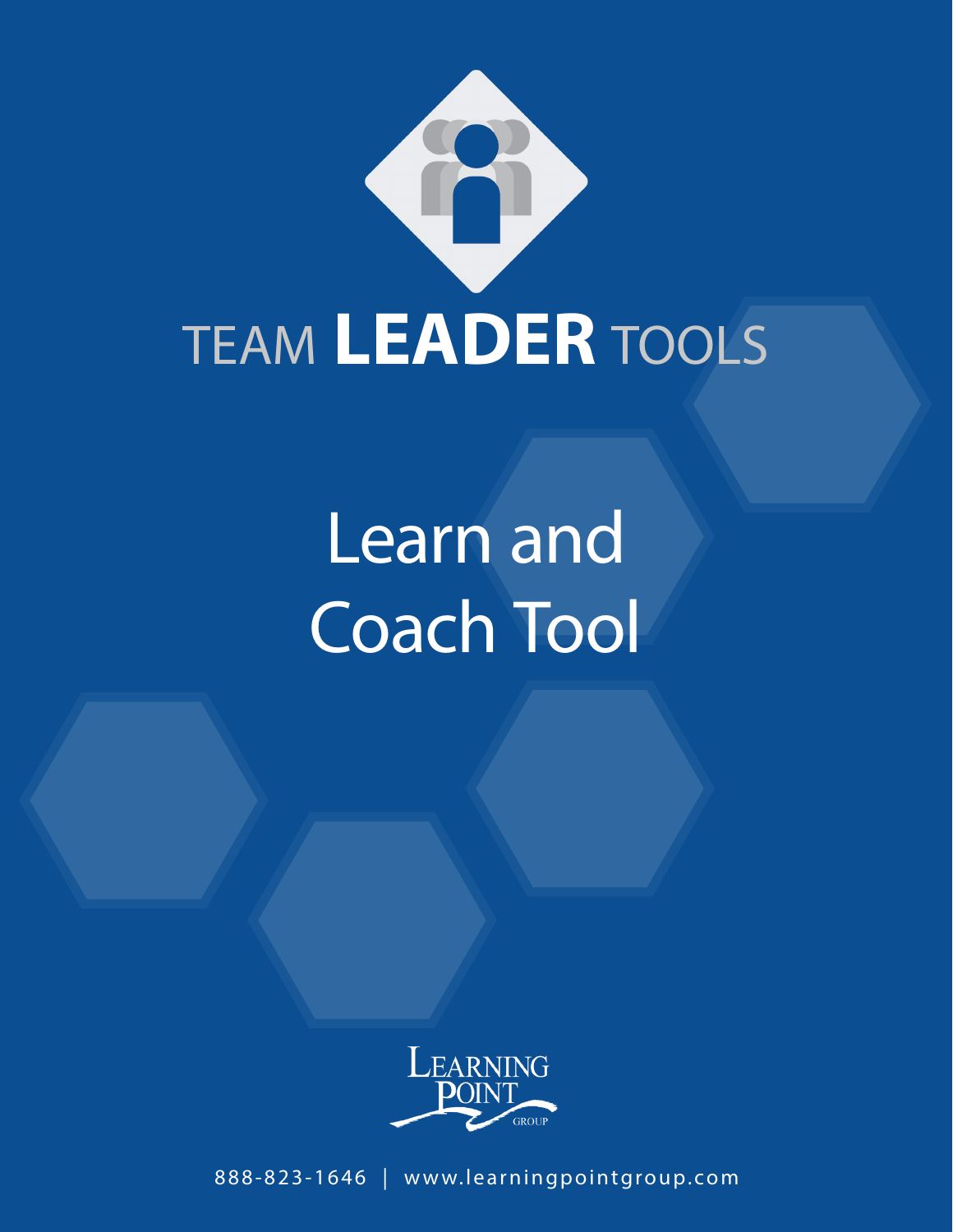# TEAM **LEADER** TOOLS

# Learn and Coach Tool

LEARNING POINT GROUP

888-823-1646 | www.learningpointgroup.com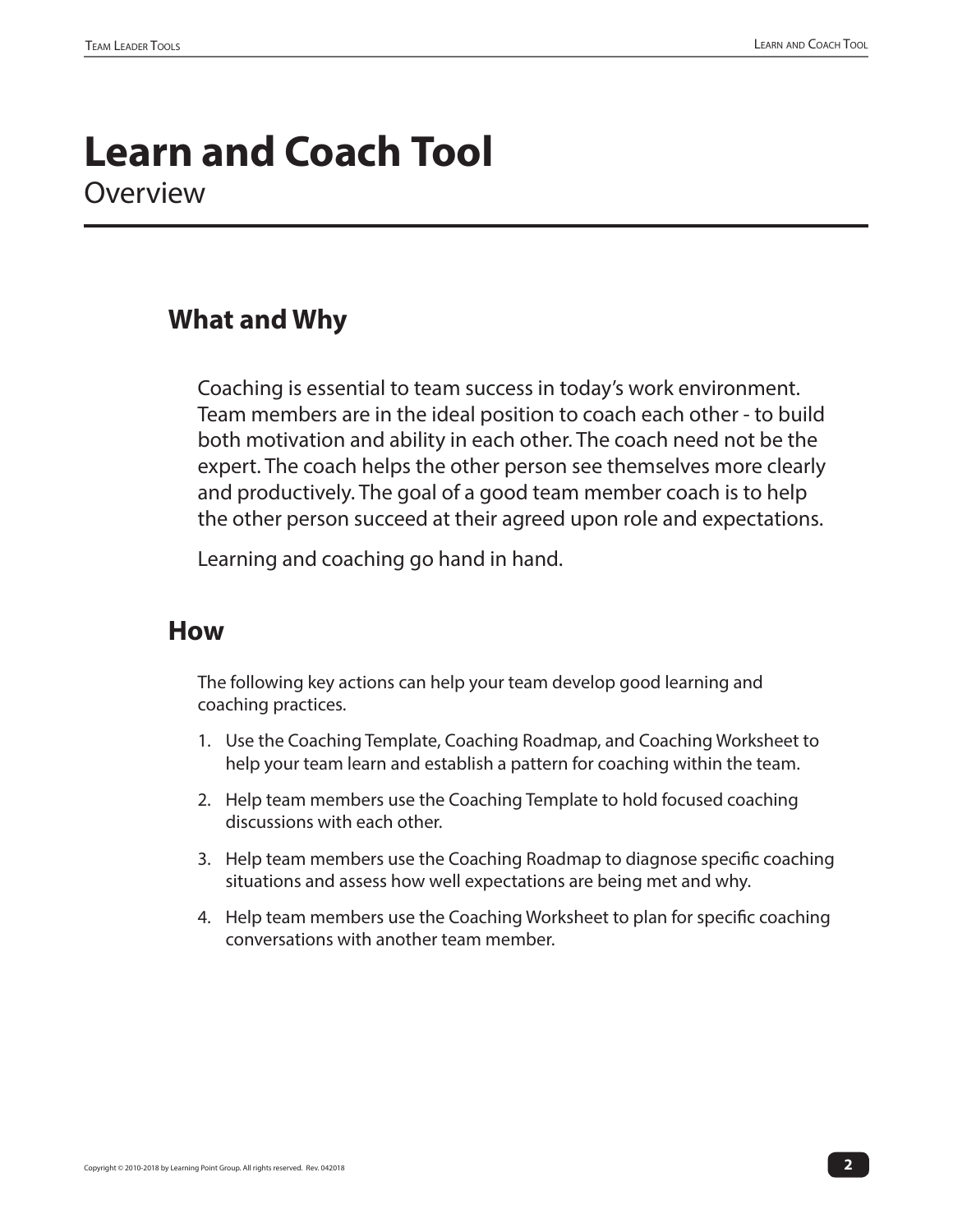# Learn and Coach Tool

Overview

## What and Why

Coaching is essential to team success in today's work environment. Team members are in the ideal position to coach each other - to build both motivation and ability in each other. The coach need not be the expert. The coach helps the other person see themselves more clearly and productively. The goal of a good team member coach is to help the other person succeed at their agreed upon role and expectations.

Learning and coaching go hand in hand.

## How

The following key actions can help your team develop good learning and coaching practices.

1. Use the Coaching Template, Coaching Roadmap, and Coaching Worksheet to help your team learn and establish a pattern for coaching within the team.
2. Help team members use the Coaching Template to hold focused coaching discussions with each other.
3. Help team members use the Coaching Roadmap to diagnose specific coaching situations and assess how well expectations are being met and why.
4. Help team members use the Coaching Worksheet to plan for specific coaching conversations with another team member.

Copyright © 2010-2018 by Learning Point Group. All rights reserved. Rev. 042018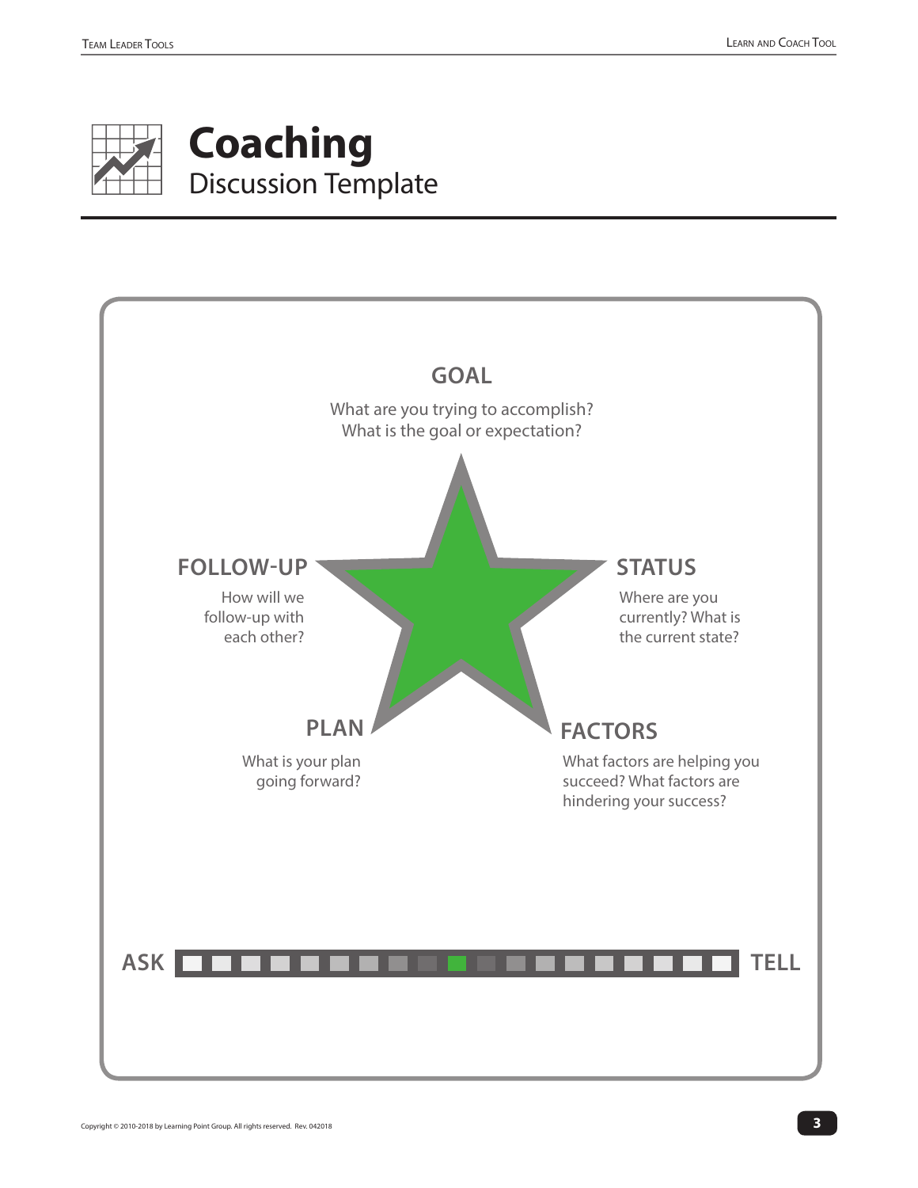# Coaching

Discussion Template

**GOAL**

What are you trying to accomplish? What is the goal or expectation?

**STATUS**

Where are you currently? What is the current state?

**FACTORS**

What factors are helping you succeed? What factors are hindering your success?

**PLAN**

What is your plan going forward?

**FOLLOW-UP**

How will we follow-up with each other?

**ASK** — **TELL**

Copyright © 2010-2018 by Learning Point Group. All rights reserved. Rev. 042018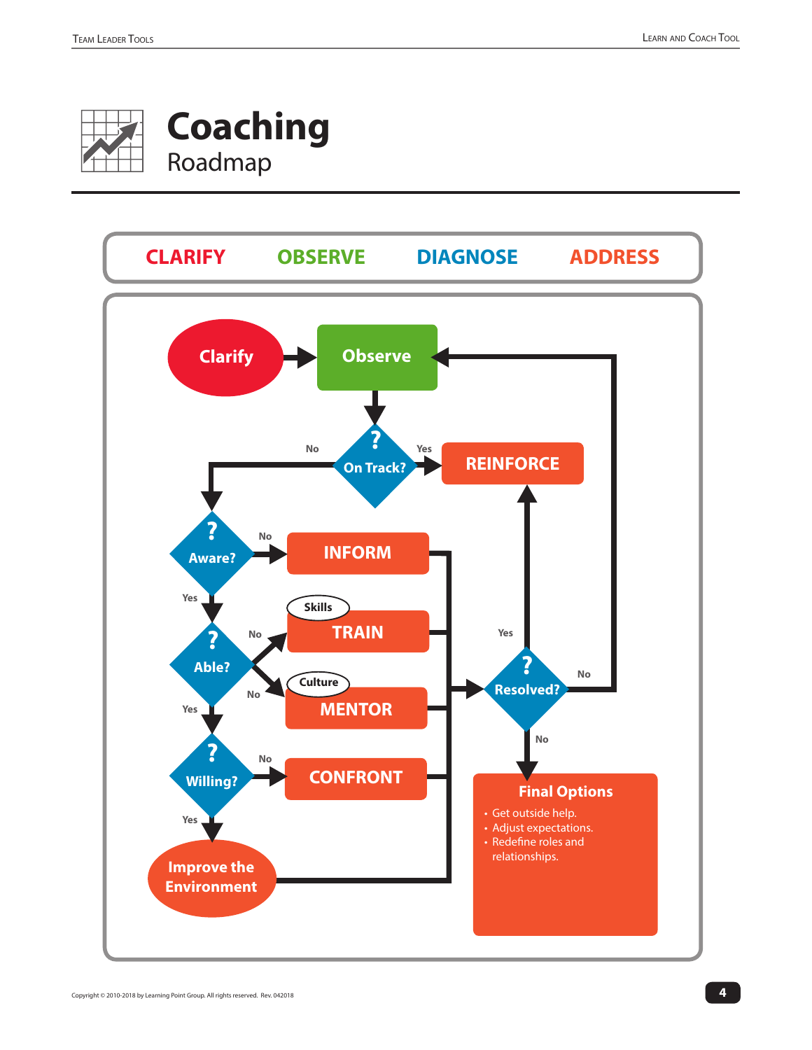# Coaching

## Roadmap

**CLARIFY** **OBSERVE** **DIAGNOSE** **ADDRESS**

Clarify → Observe

Observe → On Track?

- On Track? Yes → REINFORCE
- On Track? No → Aware?

Aware?
- No → INFORM
- Yes → Able?

Able?
- No → TRAIN (Skills)
- No → MENTOR (Culture)
- Yes → Willing?

Willing?
- No → CONFRONT
- Yes → Improve the Environment

INFORM, TRAIN, MENTOR, CONFRONT, Improve the Environment → Resolved?

Resolved?
- Yes → REINFORCE
- No → Observe
- No → Final Options

**Final Options**

- Get outside help.
- Adjust expectations.
- Redefine roles and relationships.

Copyright © 2010-2018 by Learning Point Group. All rights reserved. Rev. 042018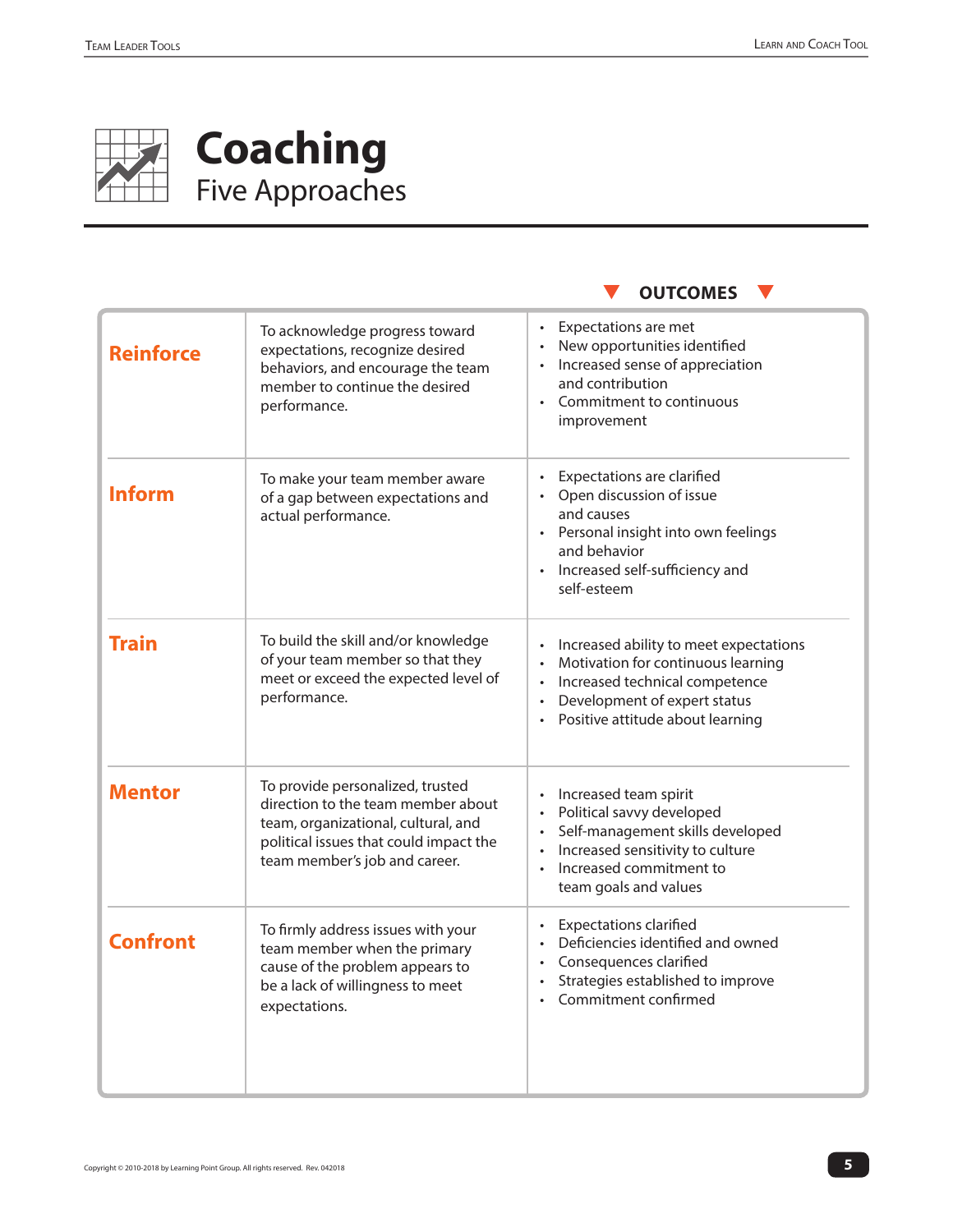# Coaching

## Five Approaches

| | | OUTCOMES |
|---|---|---|
| **Reinforce** | To acknowledge progress toward expectations, recognize desired behaviors, and encourage the team member to continue the desired performance. | • Expectations are met<br>• New opportunities identified<br>• Increased sense of appreciation and contribution<br>• Commitment to continuous improvement |
| **Inform** | To make your team member aware of a gap between expectations and actual performance. | • Expectations are clarified<br>• Open discussion of issue and causes<br>• Personal insight into own feelings and behavior<br>• Increased self-sufficiency and self-esteem |
| **Train** | To build the skill and/or knowledge of your team member so that they meet or exceed the expected level of performance. | • Increased ability to meet expectations<br>• Motivation for continuous learning<br>• Increased technical competence<br>• Development of expert status<br>• Positive attitude about learning |
| **Mentor** | To provide personalized, trusted direction to the team member about team, organizational, cultural, and political issues that could impact the team member's job and career. | • Increased team spirit<br>• Political savvy developed<br>• Self-management skills developed<br>• Increased sensitivity to culture<br>• Increased commitment to team goals and values |
| **Confront** | To firmly address issues with your team member when the primary cause of the problem appears to be a lack of willingness to meet expectations. | • Expectations clarified<br>• Deficiencies identified and owned<br>• Consequences clarified<br>• Strategies established to improve<br>• Commitment confirmed |

Copyright © 2010-2018 by Learning Point Group. All rights reserved. Rev. 042018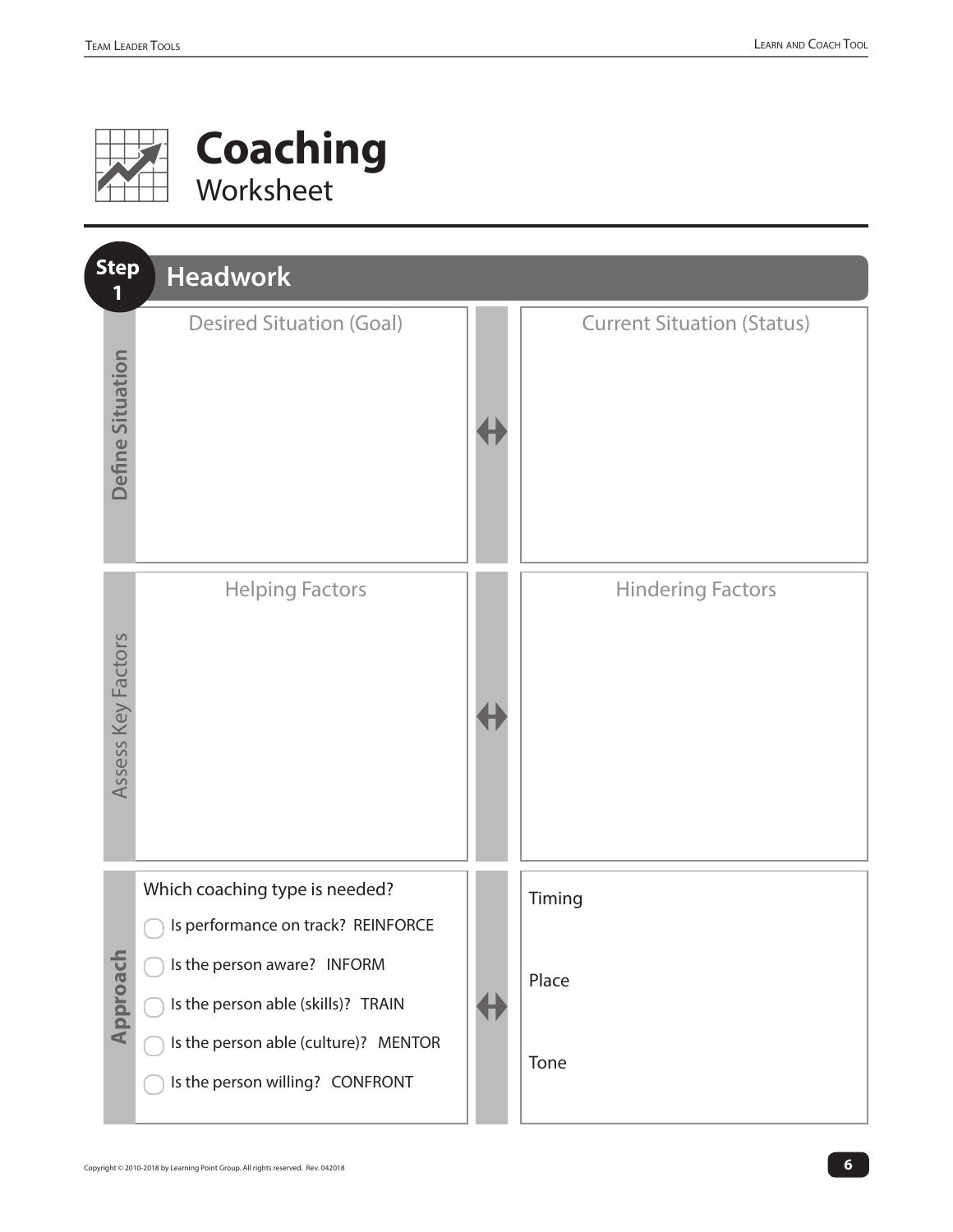# Coaching

Worksheet

## Step 1 Headwork

### Define Situation

| Desired Situation (Goal) | ⟷ | Current Situation (Status) |
|---|---|---|
| | | |

### Assess Key Factors

| Helping Factors | ⟷ | Hindering Factors |
|---|---|---|
| | | |

### Approach

Which coaching type is needed?

- ◯ Is performance on track? REINFORCE
- ◯ Is the person aware? INFORM
- ◯ Is the person able (skills)? TRAIN
- ◯ Is the person able (culture)? MENTOR
- ◯ Is the person willing? CONFRONT

Timing

Place

Tone

Copyright © 2010-2018 by Learning Point Group. All rights reserved. Rev. 042018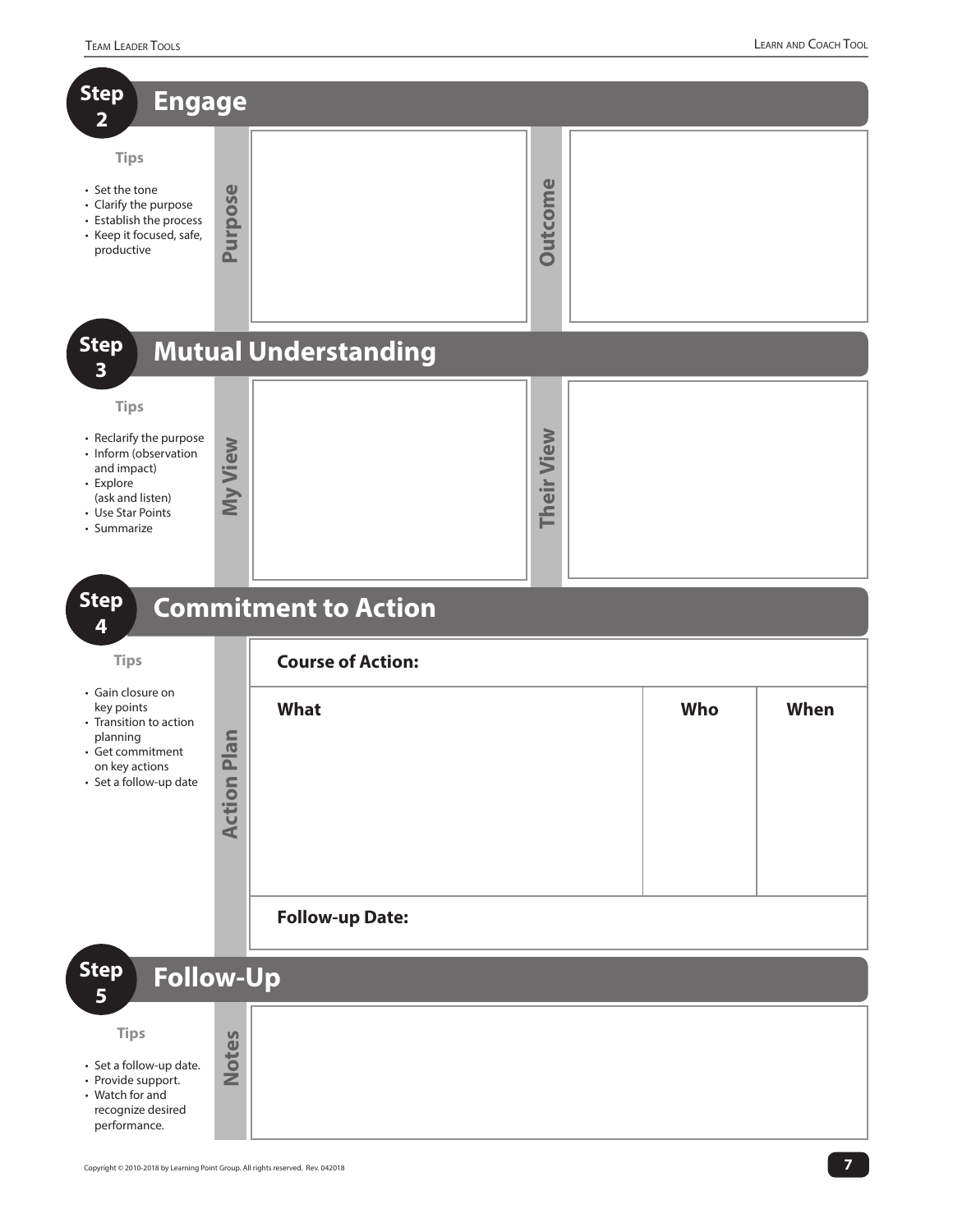## Step 2 Engage

**Tips**

- Set the tone
- Clarify the purpose
- Establish the process
- Keep it focused, safe, productive

**Purpose**

**Outcome**

## Step 3 Mutual Understanding

**Tips**

- Reclarify the purpose
- Inform (observation and impact)
- Explore (ask and listen)
- Use Star Points
- Summarize

**My View**

**Their View**

## Step 4 Commitment to Action

**Tips**

- Gain closure on key points
- Transition to action planning
- Get commitment on key actions
- Set a follow-up date

**Action Plan**

**Course of Action:**

| What | Who | When |
|---|---|---|
| | | |

**Follow-up Date:**

## Step 5 Follow-Up

**Tips**

- Set a follow-up date.
- Provide support.
- Watch for and recognize desired performance.

**Notes**

Copyright © 2010-2018 by Learning Point Group. All rights reserved. Rev. 042018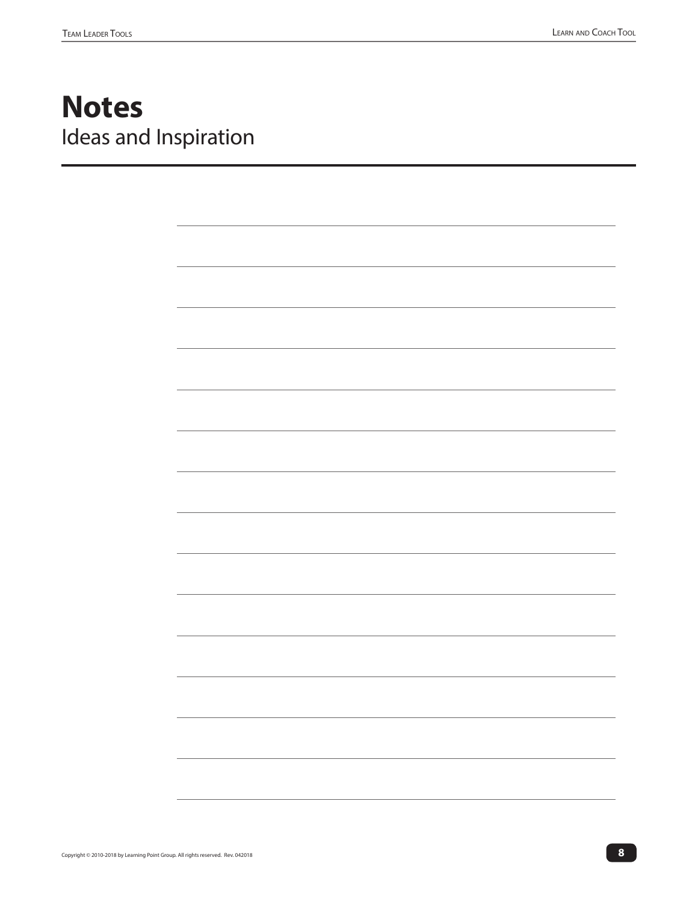# Notes

Ideas and Inspiration

Copyright © 2010-2018 by Learning Point Group. All rights reserved. Rev. 042018